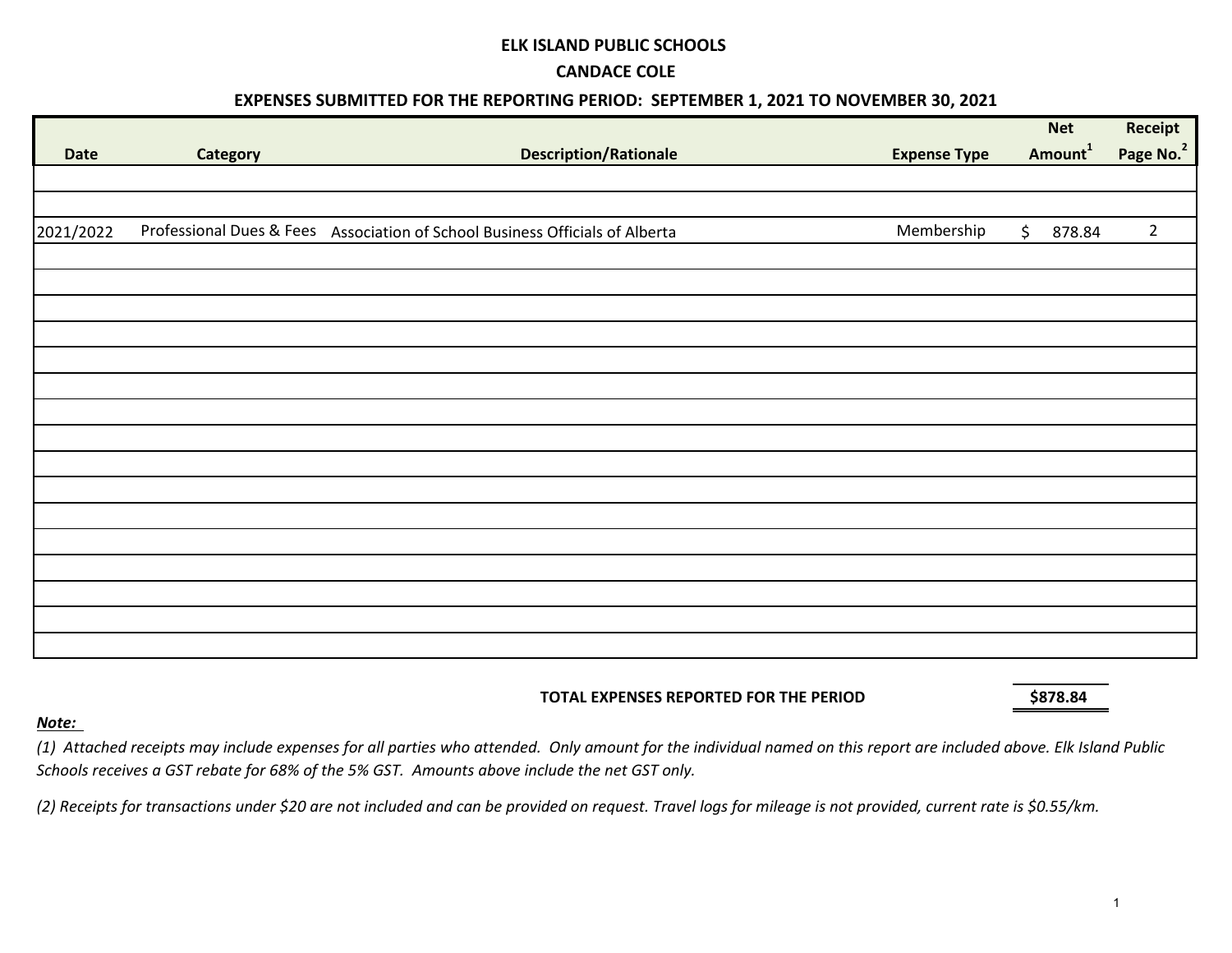# ELK ISLAND PUBLIC SCHOOLS

## CANDACE COLE

### EXPENSES SUBMITTED FOR THE REPORTING PERIOD: SEPTEMBER 1, 2021 TO NOVEMBER 30, 2021

| Date | Category | Description/Rationale | Expense Type | Net Amount[1] | Receipt Page No.[2] |
|---|---|---|---|---|---|
| | | | | | |
| | | | | | |
| 2021/2022 | Professional Dues & Fees | Association of School Business Officials of Alberta | Membership | $ 878.84 | 2 |

**TOTAL EXPENSES REPORTED FOR THE PERIOD** **$878.84**

***Note:***

*(1) Attached receipts may include expenses for all parties who attended. Only amount for the individual named on this report are included above. Elk Island Public Schools receives a GST rebate for 68% of the 5% GST. Amounts above include the net GST only.*

*(2) Receipts for transactions under $20 are not included and can be provided on request. Travel logs for mileage is not provided, current rate is $0.55/km.*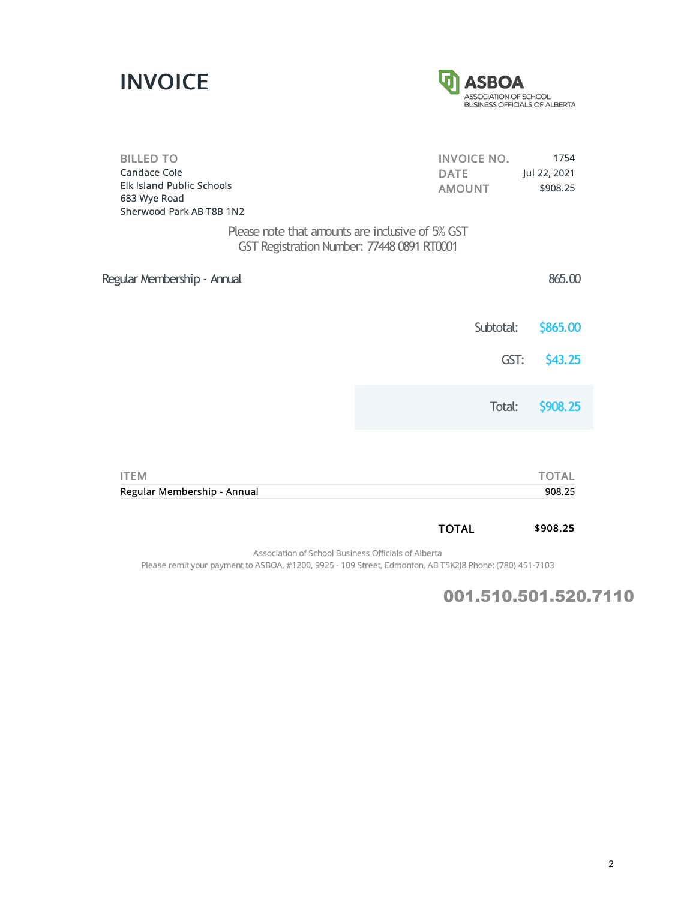# INVOICE

**ASBOA**
ASSOCIATION OF SCHOOL BUSINESS OFFICIALS OF ALBERTA

**BILLED TO**
Candace Cole
Elk Island Public Schools
683 Wye Road
Sherwood Park AB T8B 1N2

| | |
|---|---|
| INVOICE NO. | 1754 |
| DATE | Jul 22, 2021 |
| AMOUNT | $908.25 |

Please note that amounts are inclusive of 5% GST
GST Registration Number: 77448 0891 RT0001

| | |
|---|---|
| Regular Membership - Annual | 865.00 |
| Subtotal: | $865.00 |
| GST: | $43.25 |
| Total: | $908.25 |

| ITEM | TOTAL |
|---|---|
| Regular Membership - Annual | 908.25 |
| **TOTAL** | **$908.25** |

Association of School Business Officials of Alberta
Please remit your payment to ASBOA, #1200, 9925 - 109 Street, Edmonton, AB T5K2J8 Phone: (780) 451-7103

**001.510.501.520.7110**